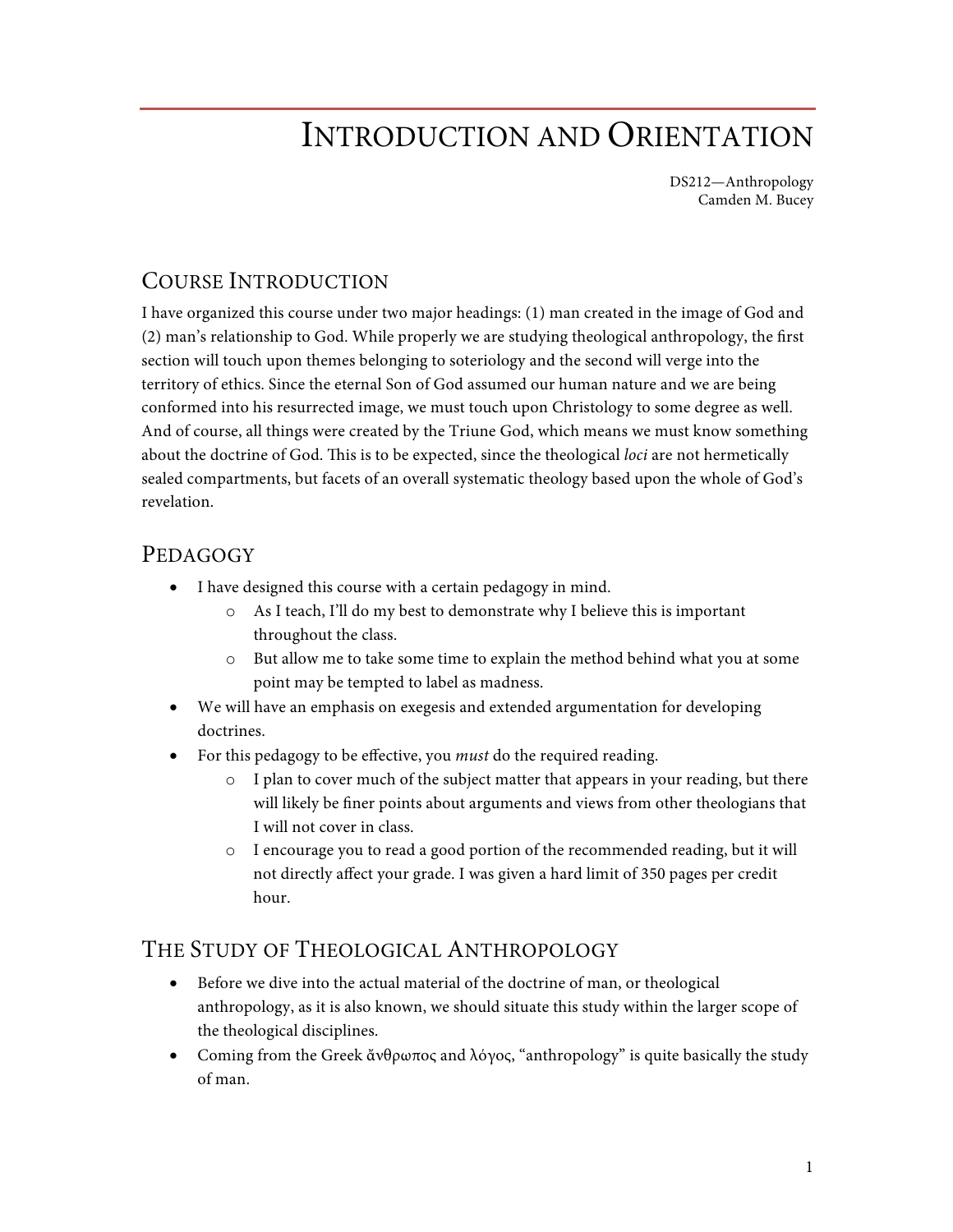# Introduction and Orientation

DS212—Anthropology
Camden M. Bucey

## Course Introduction

I have organized this course under two major headings: (1) man created in the image of God and (2) man's relationship to God. While properly we are studying theological anthropology, the first section will touch upon themes belonging to soteriology and the second will verge into the territory of ethics. Since the eternal Son of God assumed our human nature and we are being conformed into his resurrected image, we must touch upon Christology to some degree as well. And of course, all things were created by the Triune God, which means we must know something about the doctrine of God. This is to be expected, since the theological *loci* are not hermetically sealed compartments, but facets of an overall systematic theology based upon the whole of God's revelation.

## Pedagogy

- I have designed this course with a certain pedagogy in mind.
    - As I teach, I'll do my best to demonstrate why I believe this is important throughout the class.
    - But allow me to take some time to explain the method behind what you at some point may be tempted to label as madness.
- We will have an emphasis on exegesis and extended argumentation for developing doctrines.
- For this pedagogy to be effective, you *must* do the required reading.
    - I plan to cover much of the subject matter that appears in your reading, but there will likely be finer points about arguments and views from other theologians that I will not cover in class.
    - I encourage you to read a good portion of the recommended reading, but it will not directly affect your grade. I was given a hard limit of 350 pages per credit hour.

## The Study of Theological Anthropology

- Before we dive into the actual material of the doctrine of man, or theological anthropology, as it is also known, we should situate this study within the larger scope of the theological disciplines.
- Coming from the Greek ἄνθρωπος and λόγος, "anthropology" is quite basically the study of man.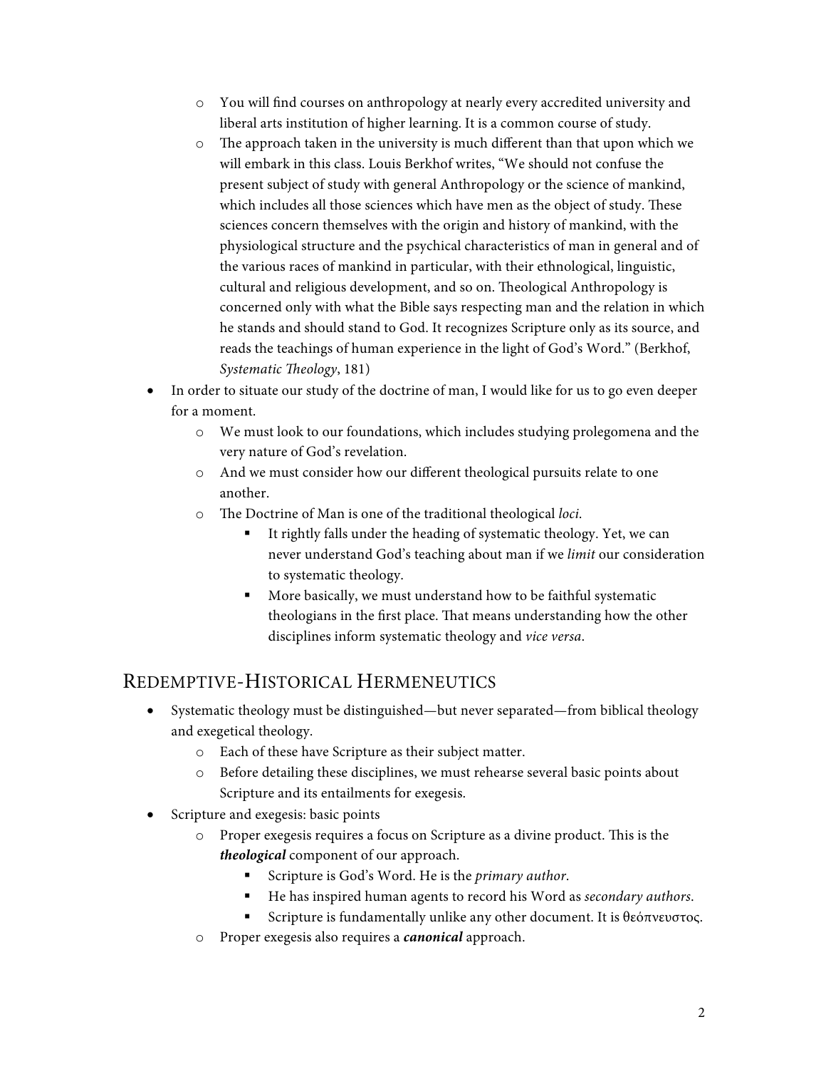- You will find courses on anthropology at nearly every accredited university and liberal arts institution of higher learning. It is a common course of study.
- The approach taken in the university is much different than that upon which we will embark in this class. Louis Berkhof writes, "We should not confuse the present subject of study with general Anthropology or the science of mankind, which includes all those sciences which have men as the object of study. These sciences concern themselves with the origin and history of mankind, with the physiological structure and the psychical characteristics of man in general and of the various races of mankind in particular, with their ethnological, linguistic, cultural and religious development, and so on. Theological Anthropology is concerned only with what the Bible says respecting man and the relation in which he stands and should stand to God. It recognizes Scripture only as its source, and reads the teachings of human experience in the light of God's Word." (Berkhof, *Systematic Theology*, 181)

- In order to situate our study of the doctrine of man, I would like for us to go even deeper for a moment.
  - We must look to our foundations, which includes studying prolegomena and the very nature of God's revelation.
  - And we must consider how our different theological pursuits relate to one another.
  - The Doctrine of Man is one of the traditional theological *loci*.
    - It rightly falls under the heading of systematic theology. Yet, we can never understand God's teaching about man if we *limit* our consideration to systematic theology.
    - More basically, we must understand how to be faithful systematic theologians in the first place. That means understanding how the other disciplines inform systematic theology and *vice versa*.

## Redemptive-Historical Hermeneutics

- Systematic theology must be distinguished—but never separated—from biblical theology and exegetical theology.
  - Each of these have Scripture as their subject matter.
  - Before detailing these disciplines, we must rehearse several basic points about Scripture and its entailments for exegesis.
- Scripture and exegesis: basic points
  - Proper exegesis requires a focus on Scripture as a divine product. This is the ***theological*** component of our approach.
    - Scripture is God's Word. He is the *primary author*.
    - He has inspired human agents to record his Word as *secondary authors*.
    - Scripture is fundamentally unlike any other document. It is θεόπνευστος.
  - Proper exegesis also requires a ***canonical*** approach.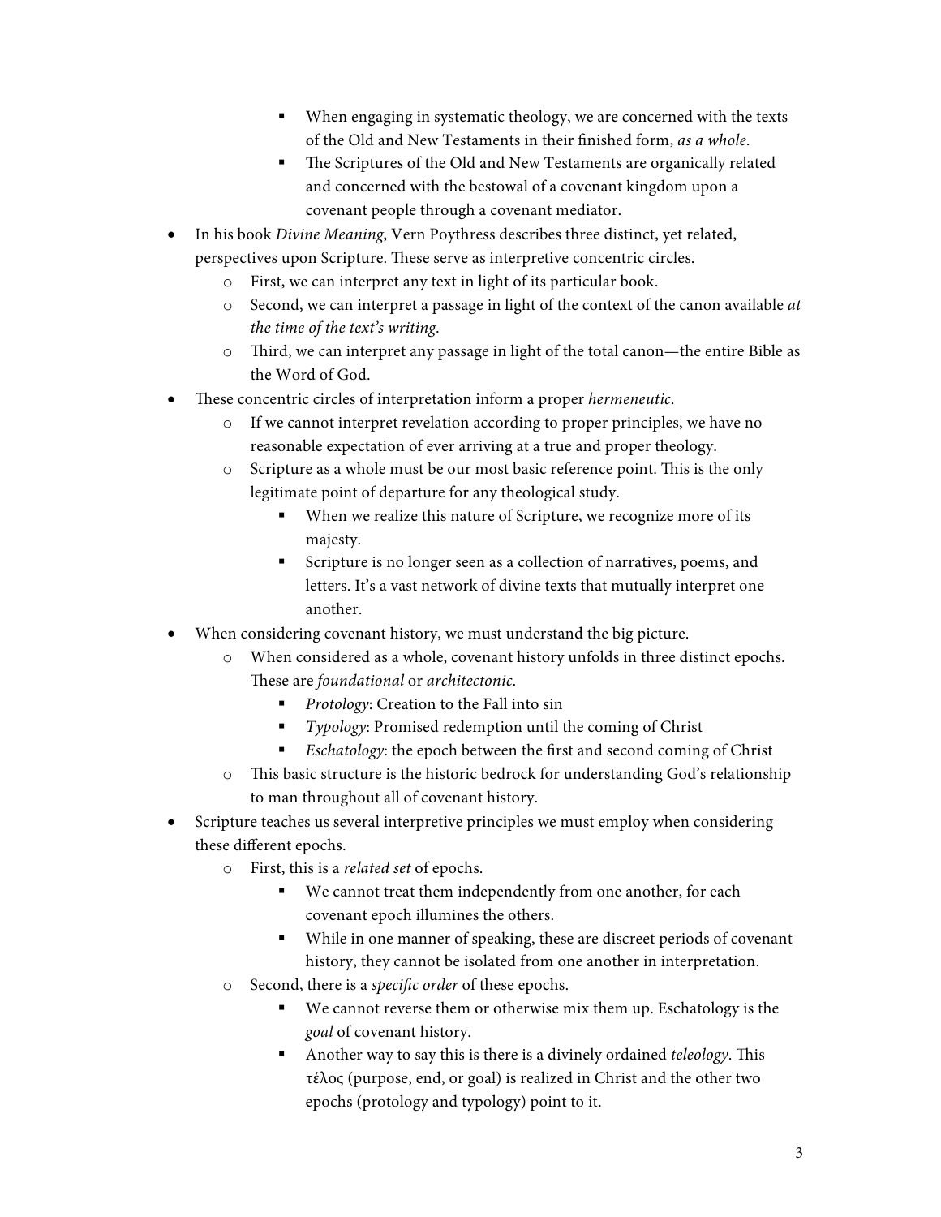- When engaging in systematic theology, we are concerned with the texts of the Old and New Testaments in their finished form, *as a whole*.
        - The Scriptures of the Old and New Testaments are organically related and concerned with the bestowal of a covenant kingdom upon a covenant people through a covenant mediator.
- In his book *Divine Meaning*, Vern Poythress describes three distinct, yet related, perspectives upon Scripture. These serve as interpretive concentric circles.
    - First, we can interpret any text in light of its particular book.
    - Second, we can interpret a passage in light of the context of the canon available *at the time of the text's writing*.
    - Third, we can interpret any passage in light of the total canon—the entire Bible as the Word of God.
- These concentric circles of interpretation inform a proper *hermeneutic*.
    - If we cannot interpret revelation according to proper principles, we have no reasonable expectation of ever arriving at a true and proper theology.
    - Scripture as a whole must be our most basic reference point. This is the only legitimate point of departure for any theological study.
        - When we realize this nature of Scripture, we recognize more of its majesty.
        - Scripture is no longer seen as a collection of narratives, poems, and letters. It's a vast network of divine texts that mutually interpret one another.
- When considering covenant history, we must understand the big picture.
    - When considered as a whole, covenant history unfolds in three distinct epochs. These are *foundational* or *architectonic*.
        - *Protology*: Creation to the Fall into sin
        - *Typology*: Promised redemption until the coming of Christ
        - *Eschatology*: the epoch between the first and second coming of Christ
    - This basic structure is the historic bedrock for understanding God's relationship to man throughout all of covenant history.
- Scripture teaches us several interpretive principles we must employ when considering these different epochs.
    - First, this is a *related set* of epochs.
        - We cannot treat them independently from one another, for each covenant epoch illumines the others.
        - While in one manner of speaking, these are discreet periods of covenant history, they cannot be isolated from one another in interpretation.
    - Second, there is a *specific order* of these epochs.
        - We cannot reverse them or otherwise mix them up. Eschatology is the *goal* of covenant history.
        - Another way to say this is there is a divinely ordained *teleology*. This τέλος (purpose, end, or goal) is realized in Christ and the other two epochs (protology and typology) point to it.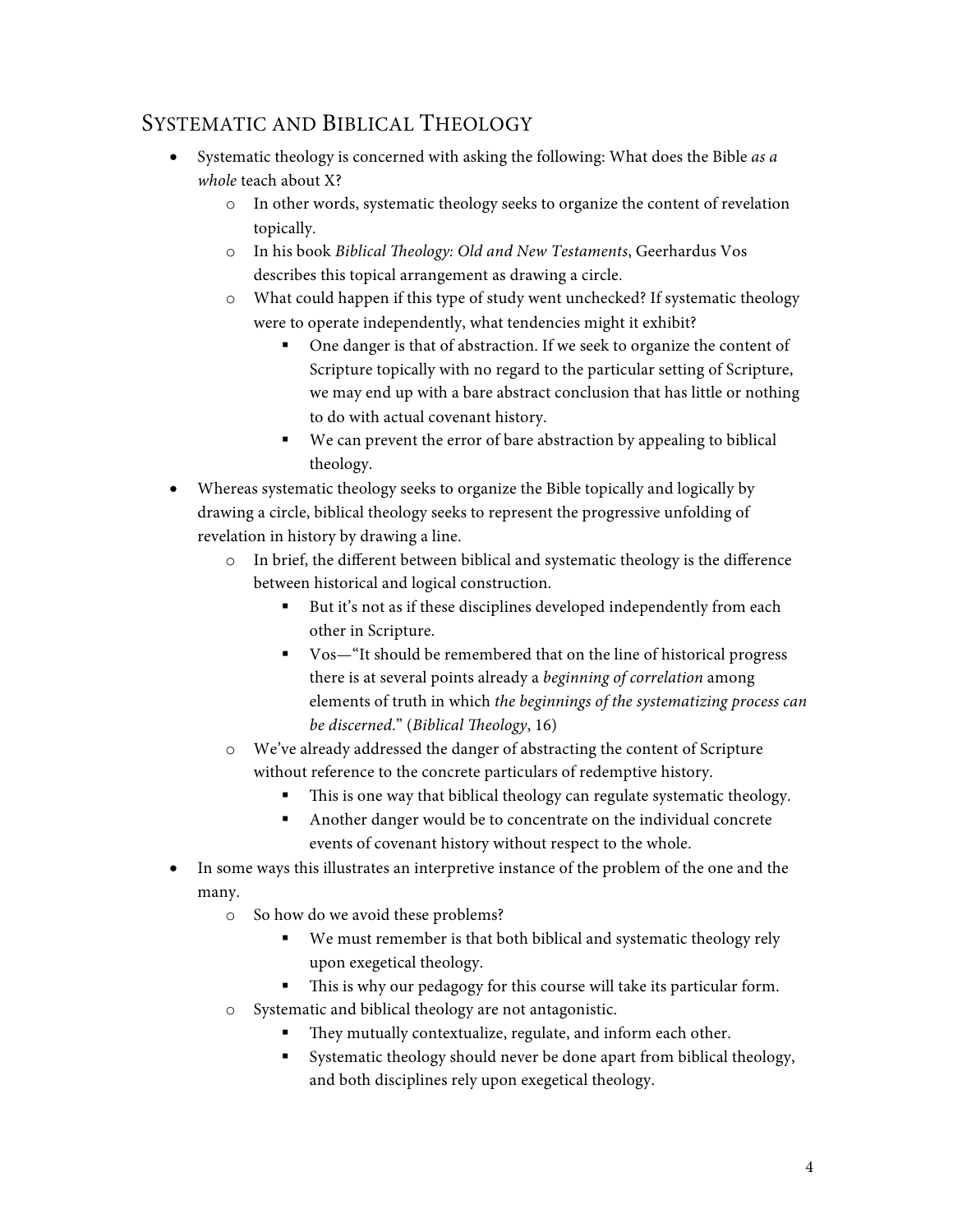## Systematic and Biblical Theology

- Systematic theology is concerned with asking the following: What does the Bible *as a whole* teach about X?
    - In other words, systematic theology seeks to organize the content of revelation topically.
    - In his book *Biblical Theology: Old and New Testaments*, Geerhardus Vos describes this topical arrangement as drawing a circle.
    - What could happen if this type of study went unchecked? If systematic theology were to operate independently, what tendencies might it exhibit?
        - One danger is that of abstraction. If we seek to organize the content of Scripture topically with no regard to the particular setting of Scripture, we may end up with a bare abstract conclusion that has little or nothing to do with actual covenant history.
        - We can prevent the error of bare abstraction by appealing to biblical theology.
- Whereas systematic theology seeks to organize the Bible topically and logically by drawing a circle, biblical theology seeks to represent the progressive unfolding of revelation in history by drawing a line.
    - In brief, the different between biblical and systematic theology is the difference between historical and logical construction.
        - But it's not as if these disciplines developed independently from each other in Scripture.
        - Vos—"It should be remembered that on the line of historical progress there is at several points already a *beginning of correlation* among elements of truth in which *the beginnings of the systematizing process can be discerned*." (*Biblical Theology*, 16)
    - We've already addressed the danger of abstracting the content of Scripture without reference to the concrete particulars of redemptive history.
        - This is one way that biblical theology can regulate systematic theology.
        - Another danger would be to concentrate on the individual concrete events of covenant history without respect to the whole.
- In some ways this illustrates an interpretive instance of the problem of the one and the many.
    - So how do we avoid these problems?
        - We must remember is that both biblical and systematic theology rely upon exegetical theology.
        - This is why our pedagogy for this course will take its particular form.
    - Systematic and biblical theology are not antagonistic.
        - They mutually contextualize, regulate, and inform each other.
        - Systematic theology should never be done apart from biblical theology, and both disciplines rely upon exegetical theology.